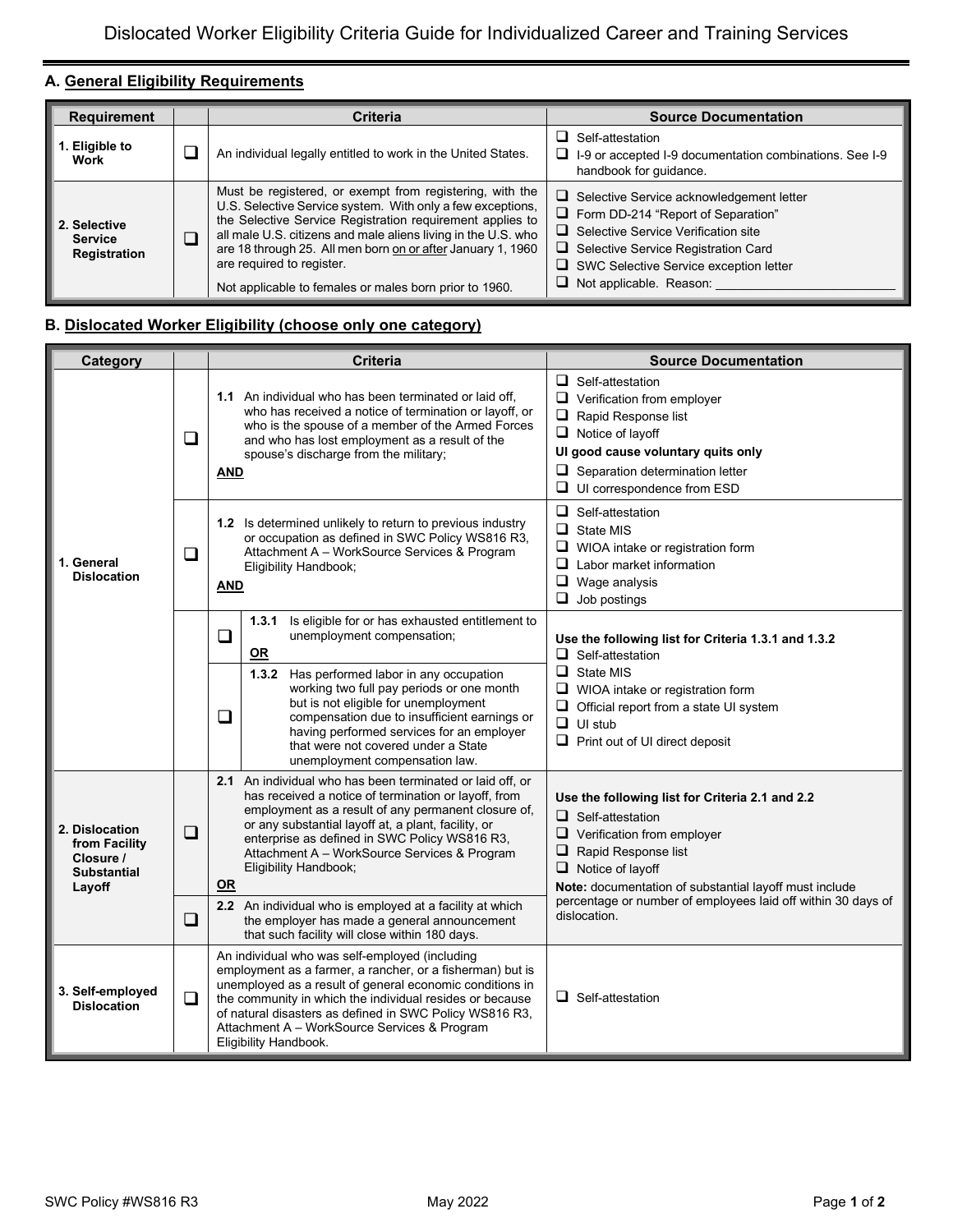# Dislocated Worker Eligibility Criteria Guide for Individualized Career and Training Services

## A. General Eligibility Requirements

| Requirement | | Criteria | Source Documentation |
|---|---|---|---|
| **1. Eligible to Work** | ☐ | An individual legally entitled to work in the United States. | ☐ Self-attestation<br>☐ I-9 or accepted I-9 documentation combinations. See I-9 handbook for guidance. |
| **2. Selective Service Registration** | ☐ | Must be registered, or exempt from registering, with the U.S. Selective Service system. With only a few exceptions, the Selective Service Registration requirement applies to all male U.S. citizens and male aliens living in the U.S. who are 18 through 25. All men born on or after January 1, 1960 are required to register.<br>Not applicable to females or males born prior to 1960. | ☐ Selective Service acknowledgement letter<br>☐ Form DD-214 "Report of Separation"<br>☐ Selective Service Verification site<br>☐ Selective Service Registration Card<br>☐ SWC Selective Service exception letter<br>☐ Not applicable. Reason: ___________________________ |

## B. Dislocated Worker Eligibility (choose only one category)

| Category | | Criteria | Source Documentation |
|---|---|---|---|
| **1. General Dislocation** | ☐ | **1.1** An individual who has been terminated or laid off, who has received a notice of termination or layoff, or who is the spouse of a member of the Armed Forces and who has lost employment as a result of the spouse's discharge from the military;<br>**AND** | ☐ Self-attestation<br>☐ Verification from employer<br>☐ Rapid Response list<br>☐ Notice of layoff<br>**UI good cause voluntary quits only**<br>☐ Separation determination letter<br>☐ UI correspondence from ESD |
| | ☐ | **1.2** Is determined unlikely to return to previous industry or occupation as defined in SWC Policy WS816 R3, Attachment A – WorkSource Services & Program Eligibility Handbook;<br>**AND** | ☐ Self-attestation<br>☐ State MIS<br>☐ WIOA intake or registration form<br>☐ Labor market information<br>☐ Wage analysis<br>☐ Job postings |
| | ☐ | **1.3.1** Is eligible for or has exhausted entitlement to unemployment compensation;<br>**OR** | **Use the following list for Criteria 1.3.1 and 1.3.2**<br>☐ Self-attestation<br>☐ State MIS<br>☐ WIOA intake or registration form<br>☐ Official report from a state UI system<br>☐ UI stub<br>☐ Print out of UI direct deposit |
| | ☐ | **1.3.2** Has performed labor in any occupation working two full pay periods or one month but is not eligible for unemployment compensation due to insufficient earnings or having performed services for an employer that were not covered under a State unemployment compensation law. | |
| **2. Dislocation from Facility Closure / Substantial Layoff** | ☐ | **2.1** An individual who has been terminated or laid off, or has received a notice of termination or layoff, from employment as a result of any permanent closure of, or any substantial layoff at, a plant, facility, or enterprise as defined in SWC Policy WS816 R3, Attachment A – WorkSource Services & Program Eligibility Handbook;<br>**OR** | **Use the following list for Criteria 2.1 and 2.2**<br>☐ Self-attestation<br>☐ Verification from employer<br>☐ Rapid Response list<br>☐ Notice of layoff<br>**Note:** documentation of substantial layoff must include percentage or number of employees laid off within 30 days of dislocation. |
| | ☐ | **2.2** An individual who is employed at a facility at which the employer has made a general announcement that such facility will close within 180 days. | |
| **3. Self-employed Dislocation** | ☐ | An individual who was self-employed (including employment as a farmer, a rancher, or a fisherman) but is unemployed as a result of general economic conditions in the community in which the individual resides or because of natural disasters as defined in SWC Policy WS816 R3, Attachment A – WorkSource Services & Program Eligibility Handbook. | ☐ Self-attestation |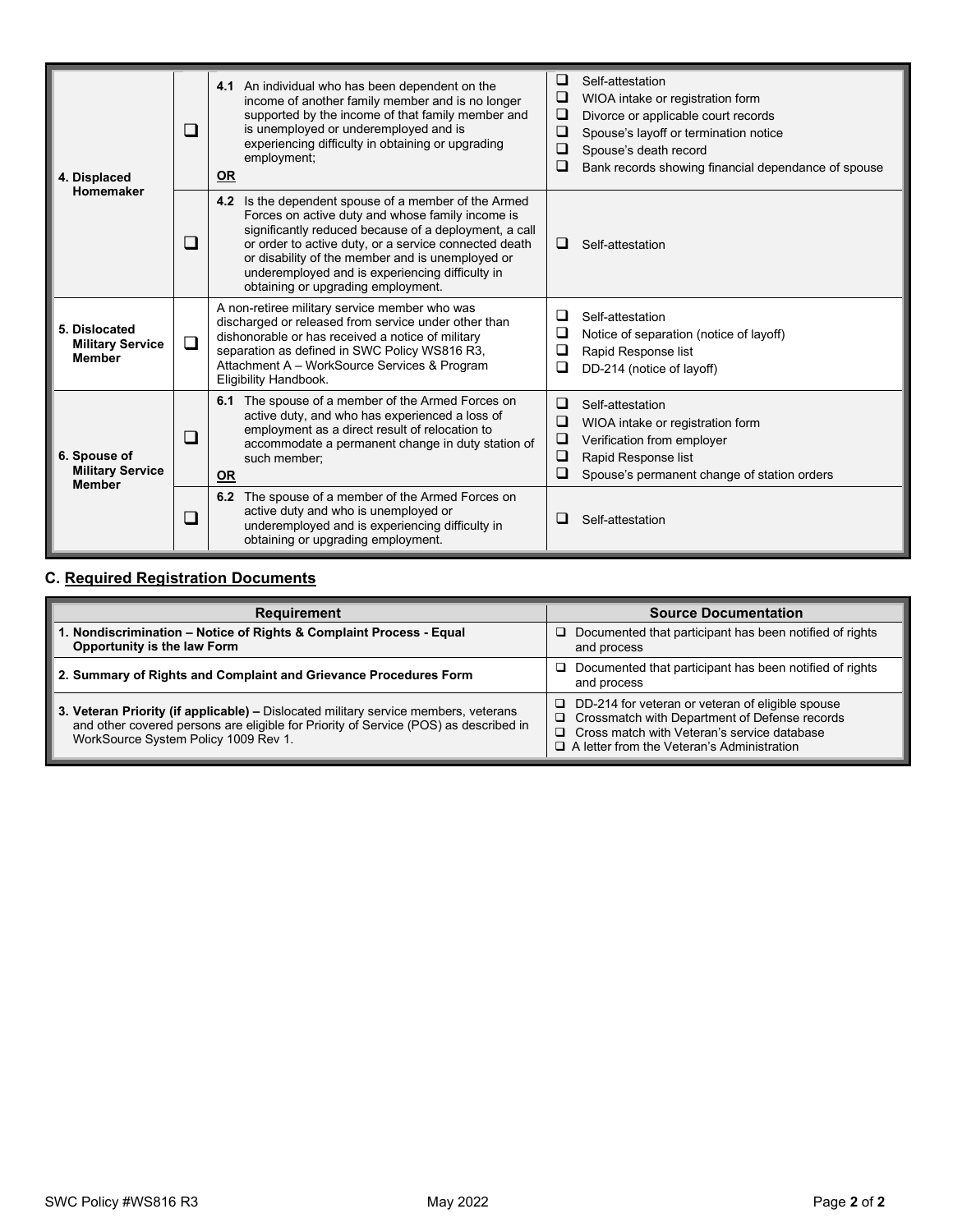| | | | |
|---|---|---|---|
| 4. Displaced Homemaker | ❑ | **4.1** An individual who has been dependent on the income of another family member and is no longer supported by the income of that family member and is unemployed or underemployed and is experiencing difficulty in obtaining or upgrading employment;<br>**OR** | ❑ Self-attestation<br>❑ WIOA intake or registration form<br>❑ Divorce or applicable court records<br>❑ Spouse's layoff or termination notice<br>❑ Spouse's death record<br>❑ Bank records showing financial dependance of spouse |
| | ❑ | **4.2** Is the dependent spouse of a member of the Armed Forces on active duty and whose family income is significantly reduced because of a deployment, a call or order to active duty, or a service connected death or disability of the member and is unemployed or underemployed and is experiencing difficulty in obtaining or upgrading employment. | ❑ Self-attestation |
| 5. Dislocated Military Service Member | ❑ | A non-retiree military service member who was discharged or released from service under other than dishonorable or has received a notice of military separation as defined in SWC Policy WS816 R3, Attachment A – WorkSource Services & Program Eligibility Handbook. | ❑ Self-attestation<br>❑ Notice of separation (notice of layoff)<br>❑ Rapid Response list<br>❑ DD-214 (notice of layoff) |
| 6. Spouse of Military Service Member | ❑ | **6.1** The spouse of a member of the Armed Forces on active duty, and who has experienced a loss of employment as a direct result of relocation to accommodate a permanent change in duty station of such member;<br>**OR** | ❑ Self-attestation<br>❑ WIOA intake or registration form<br>❑ Verification from employer<br>❑ Rapid Response list<br>❑ Spouse's permanent change of station orders |
| | ❑ | **6.2** The spouse of a member of the Armed Forces on active duty and who is unemployed or underemployed and is experiencing difficulty in obtaining or upgrading employment. | ❑ Self-attestation |

## C. Required Registration Documents

| Requirement | Source Documentation |
|---|---|
| **1. Nondiscrimination – Notice of Rights & Complaint Process - Equal Opportunity is the law Form** | ❑ Documented that participant has been notified of rights and process |
| **2. Summary of Rights and Complaint and Grievance Procedures Form** | ❑ Documented that participant has been notified of rights and process |
| **3. Veteran Priority (if applicable) –** Dislocated military service members, veterans and other covered persons are eligible for Priority of Service (POS) as described in WorkSource System Policy 1009 Rev 1. | ❑ DD-214 for veteran or veteran of eligible spouse<br>❑ Crossmatch with Department of Defense records<br>❑ Cross match with Veteran's service database<br>❑ A letter from the Veteran's Administration |

SWC Policy #WS816 R3 May 2022